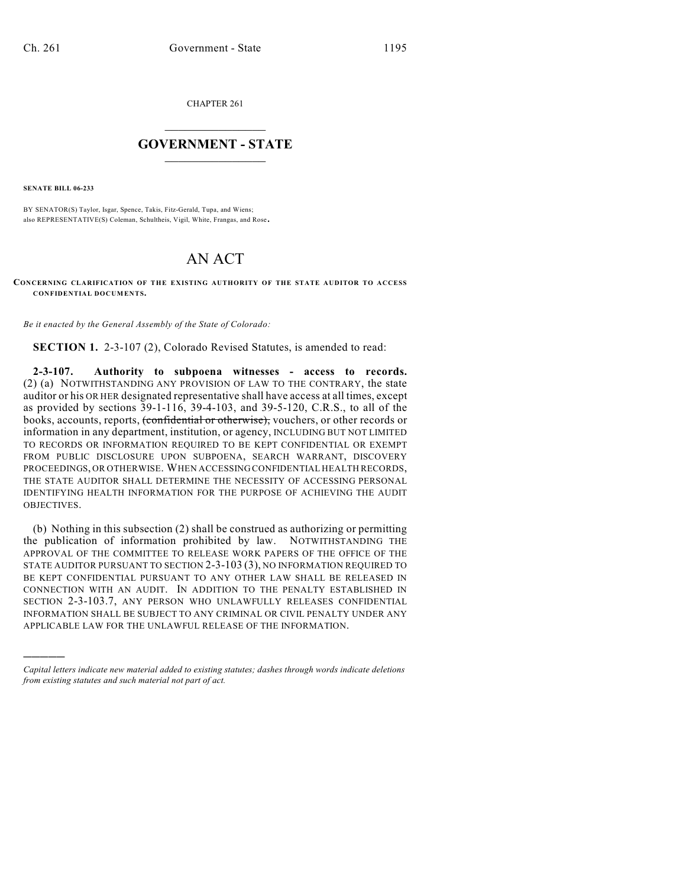CHAPTER 261

# GOVERNMENT - STATE

**SENATE BILL 06-233**

BY SENATOR(S) Taylor, Isgar, Spence, Takis, Fitz-Gerald, Tupa, and Wiens;
also REPRESENTATIVE(S) Coleman, Schultheis, Vigil, White, Frangas, and Rose.

# AN ACT

**CONCERNING CLARIFICATION OF THE EXISTING AUTHORITY OF THE STATE AUDITOR TO ACCESS CONFIDENTIAL DOCUMENTS.**

*Be it enacted by the General Assembly of the State of Colorado:*

**SECTION 1.** 2-3-107 (2), Colorado Revised Statutes, is amended to read:

**2-3-107. Authority to subpoena witnesses - access to records.** (2) (a) NOTWITHSTANDING ANY PROVISION OF LAW TO THE CONTRARY, the state auditor or his OR HER designated representative shall have access at all times, except as provided by sections 39-1-116, 39-4-103, and 39-5-120, C.R.S., to all of the books, accounts, reports, ~~(confidential or otherwise),~~ vouchers, or other records or information in any department, institution, or agency, INCLUDING BUT NOT LIMITED TO RECORDS OR INFORMATION REQUIRED TO BE KEPT CONFIDENTIAL OR EXEMPT FROM PUBLIC DISCLOSURE UPON SUBPOENA, SEARCH WARRANT, DISCOVERY PROCEEDINGS, OR OTHERWISE. WHEN ACCESSING CONFIDENTIAL HEALTH RECORDS, THE STATE AUDITOR SHALL DETERMINE THE NECESSITY OF ACCESSING PERSONAL IDENTIFYING HEALTH INFORMATION FOR THE PURPOSE OF ACHIEVING THE AUDIT OBJECTIVES.

(b) Nothing in this subsection (2) shall be construed as authorizing or permitting the publication of information prohibited by law. NOTWITHSTANDING THE APPROVAL OF THE COMMITTEE TO RELEASE WORK PAPERS OF THE OFFICE OF THE STATE AUDITOR PURSUANT TO SECTION 2-3-103 (3), NO INFORMATION REQUIRED TO BE KEPT CONFIDENTIAL PURSUANT TO ANY OTHER LAW SHALL BE RELEASED IN CONNECTION WITH AN AUDIT. IN ADDITION TO THE PENALTY ESTABLISHED IN SECTION 2-3-103.7, ANY PERSON WHO UNLAWFULLY RELEASES CONFIDENTIAL INFORMATION SHALL BE SUBJECT TO ANY CRIMINAL OR CIVIL PENALTY UNDER ANY APPLICABLE LAW FOR THE UNLAWFUL RELEASE OF THE INFORMATION.

---

*Capital letters indicate new material added to existing statutes; dashes through words indicate deletions from existing statutes and such material not part of act.*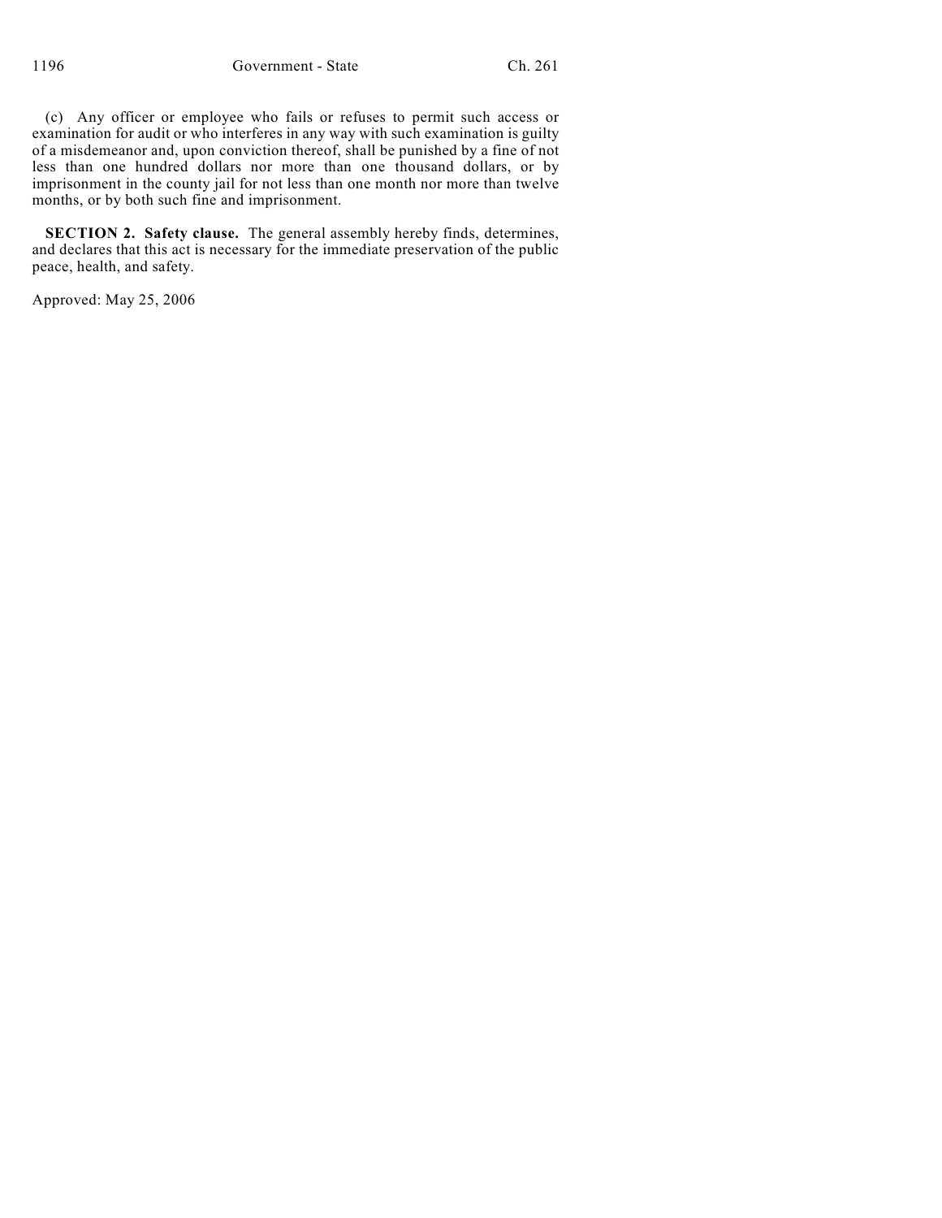(c) Any officer or employee who fails or refuses to permit such access or examination for audit or who interferes in any way with such examination is guilty of a misdemeanor and, upon conviction thereof, shall be punished by a fine of not less than one hundred dollars nor more than one thousand dollars, or by imprisonment in the county jail for not less than one month nor more than twelve months, or by both such fine and imprisonment.

**SECTION 2. Safety clause.** The general assembly hereby finds, determines, and declares that this act is necessary for the immediate preservation of the public peace, health, and safety.

Approved: May 25, 2006